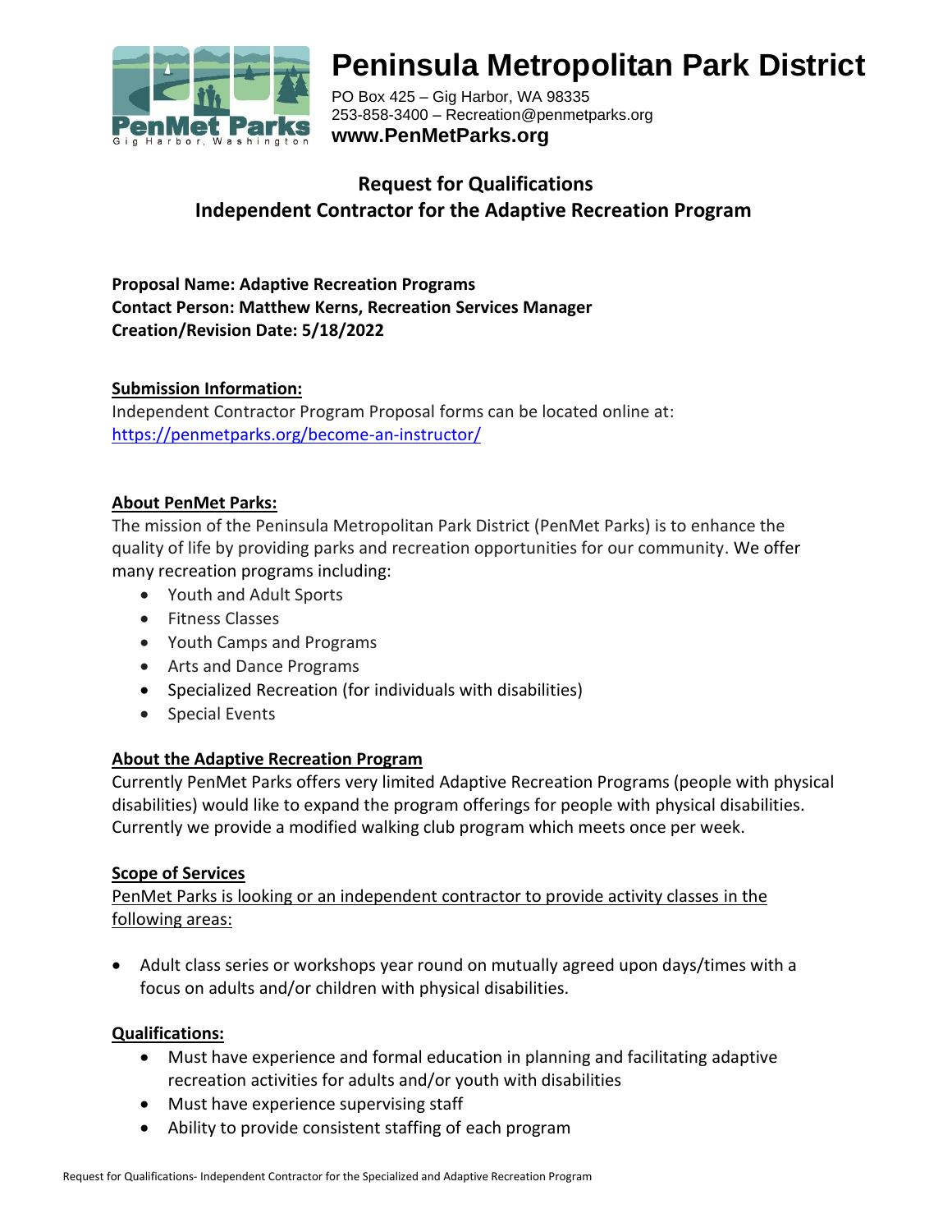# Peninsula Metropolitan Park District

PO Box 425 – Gig Harbor, WA 98335
253-858-3400 – Recreation@penmetparks.org
**www.PenMetParks.org**

## Request for Qualifications
## Independent Contractor for the Adaptive Recreation Program

**Proposal Name: Adaptive Recreation Programs**
**Contact Person: Matthew Kerns, Recreation Services Manager**
**Creation/Revision Date: 5/18/2022**

### Submission Information:

Independent Contractor Program Proposal forms can be located online at:
https://penmetparks.org/become-an-instructor/

### About PenMet Parks:

The mission of the Peninsula Metropolitan Park District (PenMet Parks) is to enhance the quality of life by providing parks and recreation opportunities for our community. We offer many recreation programs including:

- Youth and Adult Sports
- Fitness Classes
- Youth Camps and Programs
- Arts and Dance Programs
- Specialized Recreation (for individuals with disabilities)
- Special Events

### About the Adaptive Recreation Program

Currently PenMet Parks offers very limited Adaptive Recreation Programs (people with physical disabilities) would like to expand the program offerings for people with physical disabilities. Currently we provide a modified walking club program which meets once per week.

### Scope of Services

PenMet Parks is looking or an independent contractor to provide activity classes in the following areas:

- Adult class series or workshops year round on mutually agreed upon days/times with a focus on adults and/or children with physical disabilities.

### Qualifications:

- Must have experience and formal education in planning and facilitating adaptive recreation activities for adults and/or youth with disabilities
- Must have experience supervising staff
- Ability to provide consistent staffing of each program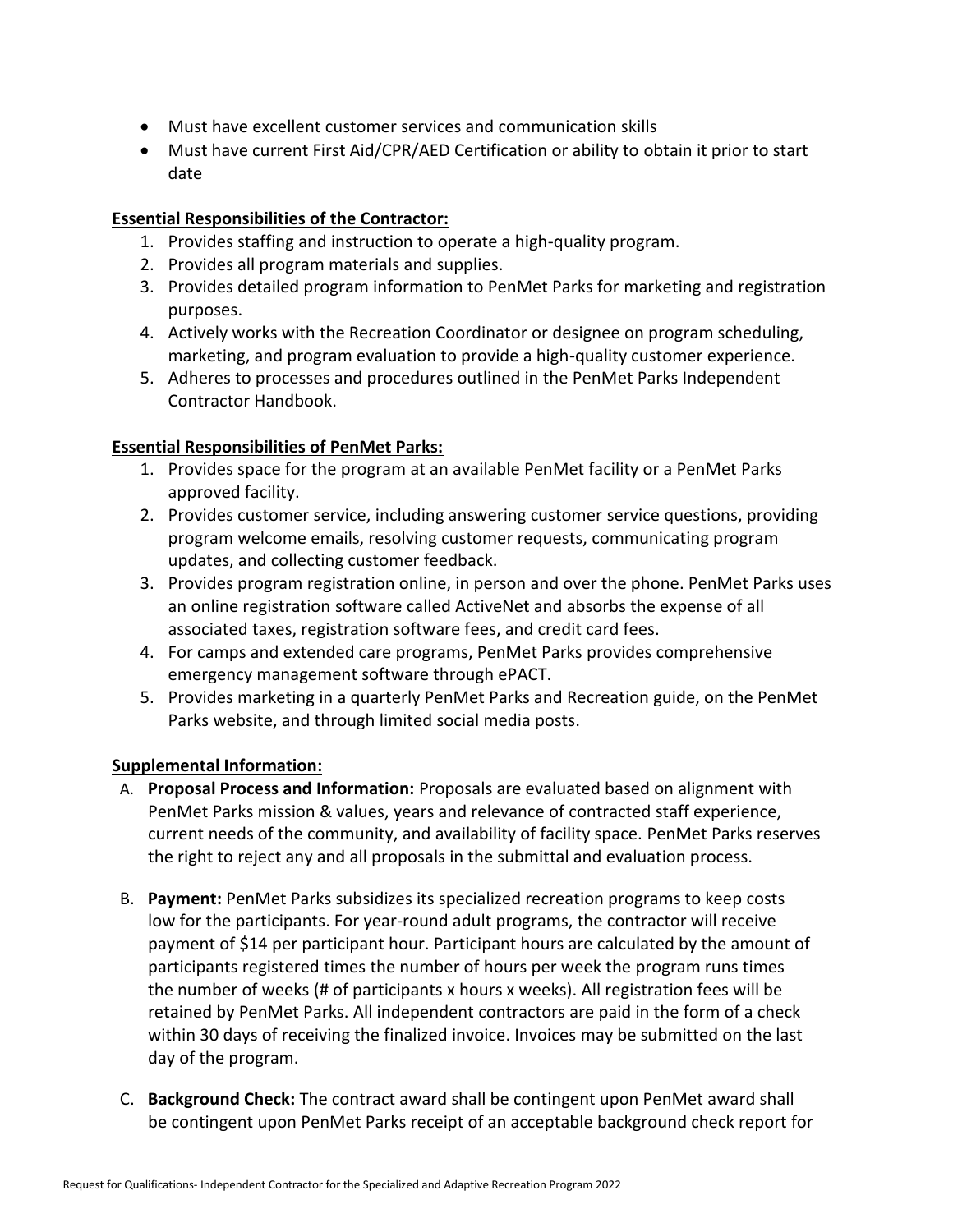- Must have excellent customer services and communication skills
- Must have current First Aid/CPR/AED Certification or ability to obtain it prior to start date

**Essential Responsibilities of the Contractor:**

1. Provides staffing and instruction to operate a high-quality program.
2. Provides all program materials and supplies.
3. Provides detailed program information to PenMet Parks for marketing and registration purposes.
4. Actively works with the Recreation Coordinator or designee on program scheduling, marketing, and program evaluation to provide a high-quality customer experience.
5. Adheres to processes and procedures outlined in the PenMet Parks Independent Contractor Handbook.

**Essential Responsibilities of PenMet Parks:**

1. Provides space for the program at an available PenMet facility or a PenMet Parks approved facility.
2. Provides customer service, including answering customer service questions, providing program welcome emails, resolving customer requests, communicating program updates, and collecting customer feedback.
3. Provides program registration online, in person and over the phone. PenMet Parks uses an online registration software called ActiveNet and absorbs the expense of all associated taxes, registration software fees, and credit card fees.
4. For camps and extended care programs, PenMet Parks provides comprehensive emergency management software through ePACT.
5. Provides marketing in a quarterly PenMet Parks and Recreation guide, on the PenMet Parks website, and through limited social media posts.

**Supplemental Information:**

A. **Proposal Process and Information:** Proposals are evaluated based on alignment with PenMet Parks mission & values, years and relevance of contracted staff experience, current needs of the community, and availability of facility space. PenMet Parks reserves the right to reject any and all proposals in the submittal and evaluation process.

B. **Payment:** PenMet Parks subsidizes its specialized recreation programs to keep costs low for the participants. For year-round adult programs, the contractor will receive payment of $14 per participant hour. Participant hours are calculated by the amount of participants registered times the number of hours per week the program runs times the number of weeks (# of participants x hours x weeks). All registration fees will be retained by PenMet Parks. All independent contractors are paid in the form of a check within 30 days of receiving the finalized invoice. Invoices may be submitted on the last day of the program.

C. **Background Check:** The contract award shall be contingent upon PenMet award shall be contingent upon PenMet Parks receipt of an acceptable background check report for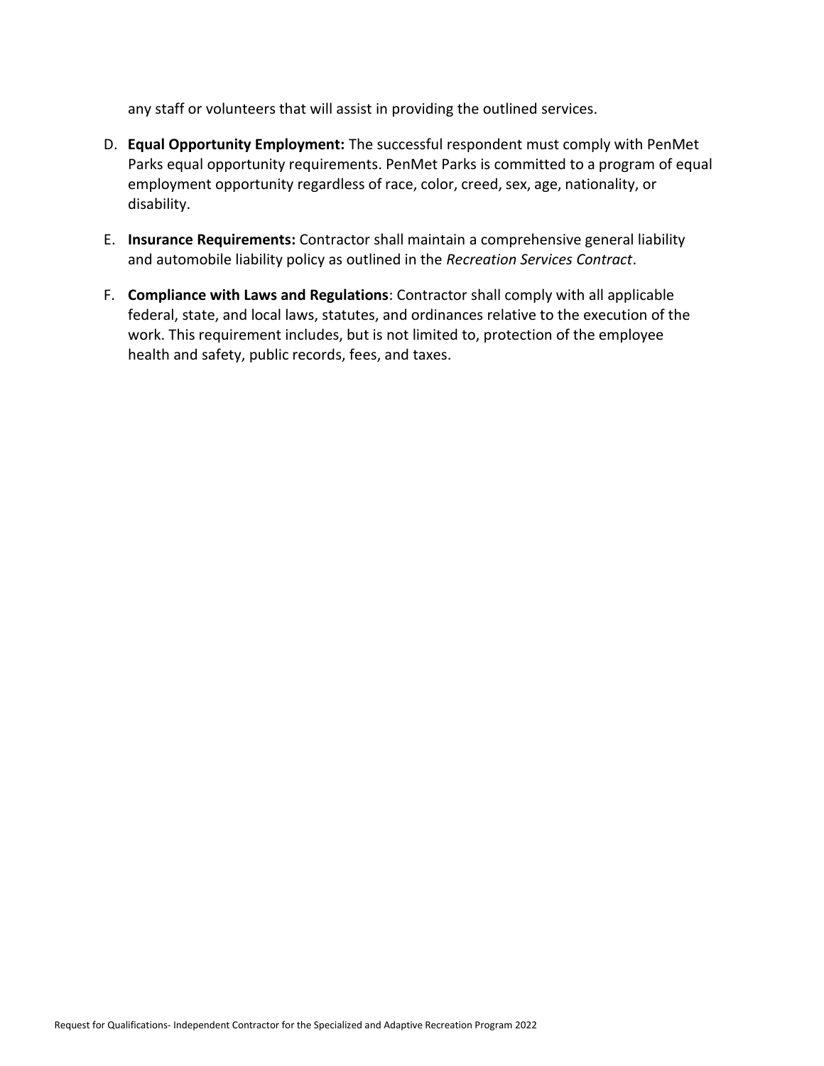any staff or volunteers that will assist in providing the outlined services.

D. **Equal Opportunity Employment:** The successful respondent must comply with PenMet Parks equal opportunity requirements. PenMet Parks is committed to a program of equal employment opportunity regardless of race, color, creed, sex, age, nationality, or disability.

E. **Insurance Requirements:** Contractor shall maintain a comprehensive general liability and automobile liability policy as outlined in the *Recreation Services Contract*.

F. **Compliance with Laws and Regulations**: Contractor shall comply with all applicable federal, state, and local laws, statutes, and ordinances relative to the execution of the work. This requirement includes, but is not limited to, protection of the employee health and safety, public records, fees, and taxes.